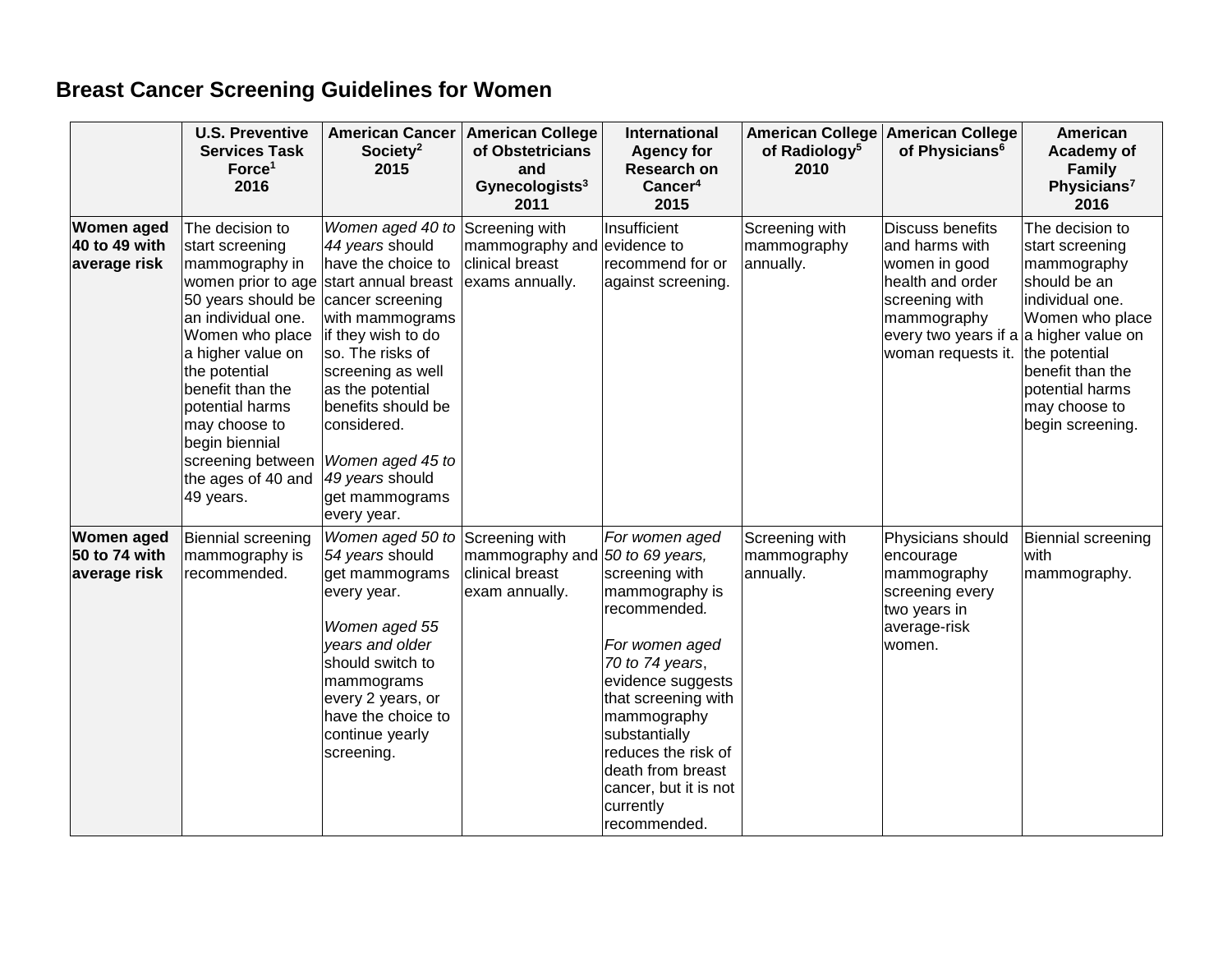# Breast Cancer Screening Guidelines for Women

| | U.S. Preventive Services Task Force[1] 2016 | American Cancer Society[2] 2015 | American College of Obstetricians and Gynecologists[3] 2011 | International Agency for Research on Cancer[4] 2015 | American College of Radiology[5] 2010 | American College of Physicians[6] | American Academy of Family Physicians[7] 2016 |
|---|---|---|---|---|---|---|---|
| **Women aged 40 to 49 with average risk** | The decision to start screening mammography in women prior to age 50 years should be an individual one. Women who place a higher value on the potential benefit than the potential harms may choose to begin biennial screening between the ages of 40 and 49 years. | *Women aged 40 to 44 years* should have the choice to start annual breast cancer screening with mammograms if they wish to do so. The risks of screening as well as the potential benefits should be considered.<br><br>*Women aged 45 to 49 years* should get mammograms every year. | Screening with mammography and clinical breast exams annually. | Insufficient evidence to recommend for or against screening. | Screening with mammography annually. | Discuss benefits and harms with women in good health and order screening with mammography every two years if a woman requests it. | The decision to start screening mammography should be an individual one. Women who place a higher value on the potential benefit than the potential harms may choose to begin screening. |
| **Women aged 50 to 74 with average risk** | Biennial screening mammography is recommended. | *Women aged 50 to 54 years* should get mammograms every year.<br><br>*Women aged 55 years and older* should switch to mammograms every 2 years, or have the choice to continue yearly screening. | Screening with mammography and clinical breast exam annually. | *For women aged 50 to 69 years,* screening with mammography is recommended.<br><br>*For women aged 70 to 74 years*, evidence suggests that screening with mammography substantially reduces the risk of death from breast cancer, but it is not currently recommended. | Screening with mammography annually. | Physicians should encourage mammography screening every two years in average-risk women. | Biennial screening with mammography. |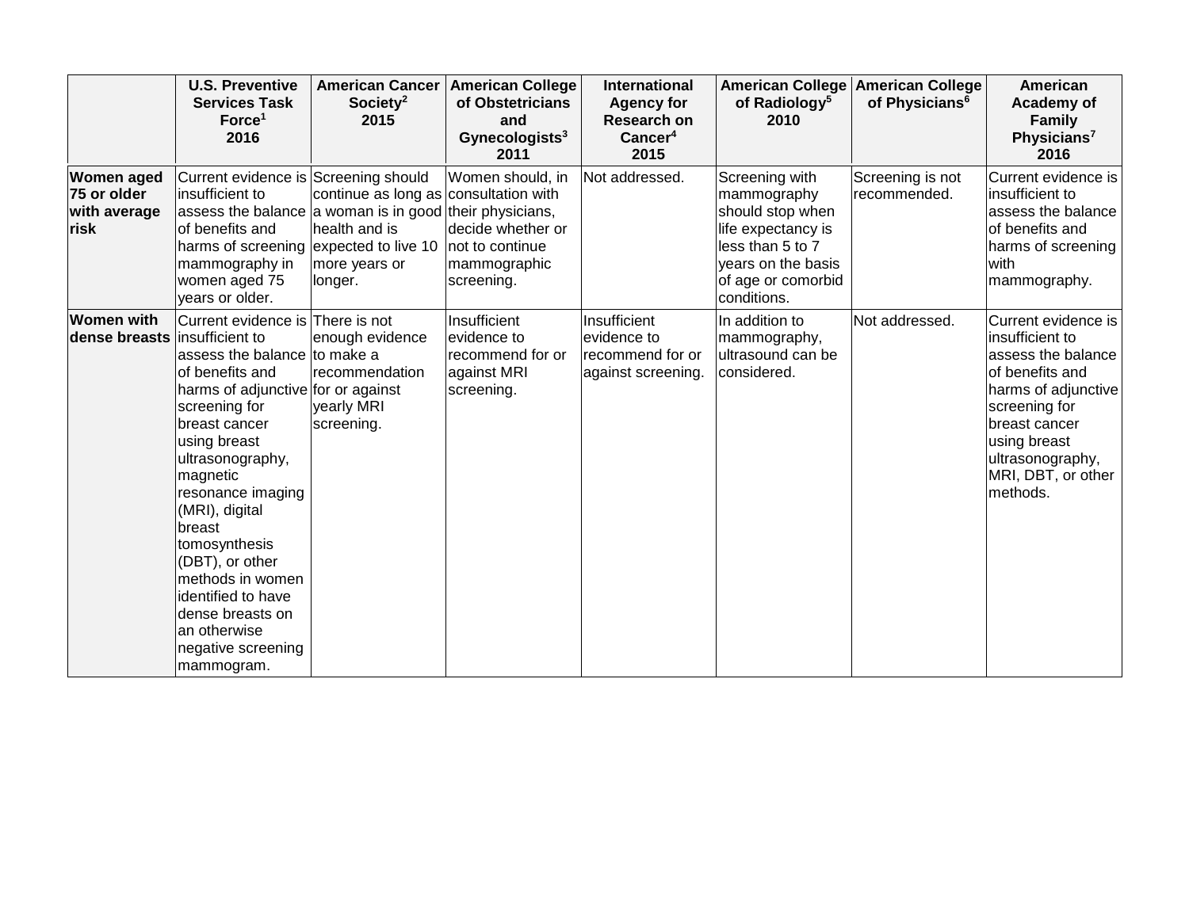| | U.S. Preventive Services Task Force[1] 2016 | American Cancer Society[2] 2015 | American College of Obstetricians and Gynecologists[3] 2011 | International Agency for Research on Cancer[4] 2015 | American College of Radiology[5] 2010 | American College of Physicians[6] | American Academy of Family Physicians[7] 2016 |
|---|---|---|---|---|---|---|---|
| **Women aged 75 or older with average risk** | Current evidence is insufficient to assess the balance of benefits and harms of screening mammography in women aged 75 years or older. | Screening should continue as long as a woman is in good health and is expected to live 10 more years or longer. | Women should, in consultation with their physicians, decide whether or not to continue mammographic screening. | Not addressed. | Screening with mammography should stop when life expectancy is less than 5 to 7 years on the basis of age or comorbid conditions. | Screening is not recommended. | Current evidence is insufficient to assess the balance of benefits and harms of screening with mammography. |
| **Women with dense breasts** | Current evidence is insufficient to assess the balance of benefits and harms of adjunctive screening for breast cancer using breast ultrasonography, magnetic resonance imaging (MRI), digital breast tomosynthesis (DBT), or other methods in women identified to have dense breasts on an otherwise negative screening mammogram. | There is not enough evidence to make a recommendation for or against yearly MRI screening. | Insufficient evidence to recommend for or against MRI screening. | Insufficient evidence to recommend for or against screening. | In addition to mammography, ultrasound can be considered. | Not addressed. | Current evidence is insufficient to assess the balance of benefits and harms of adjunctive screening for breast cancer using breast ultrasonography, MRI, DBT, or other methods. |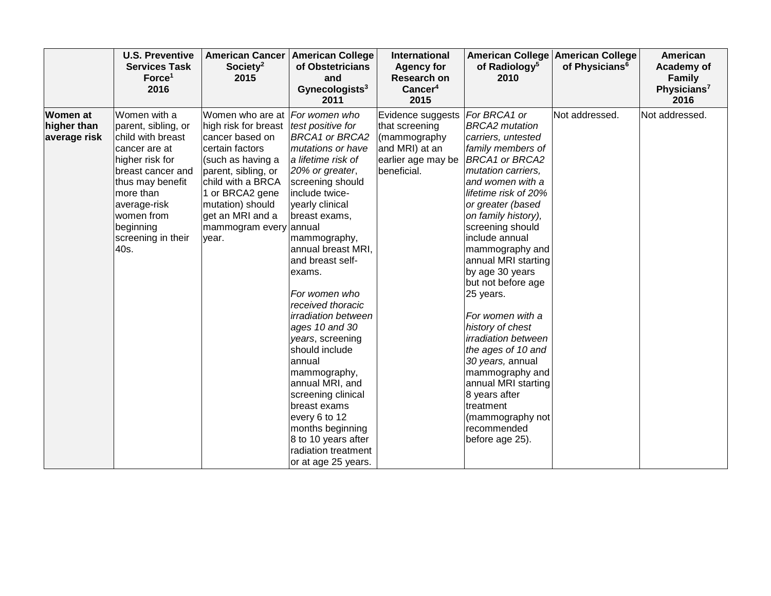| | U.S. Preventive Services Task Force[1] 2016 | American Cancer Society[2] 2015 | American College of Obstetricians and Gynecologists[3] 2011 | International Agency for Research on Cancer[4] 2015 | American College of Radiology[5] 2010 | American College of Physicians[6] | American Academy of Family Physicians[7] 2016 |
|---|---|---|---|---|---|---|---|
| **Women at higher than average risk** | Women with a parent, sibling, or child with breast cancer are at higher risk for breast cancer and thus may benefit more than average-risk women from beginning screening in their 40s. | Women who are at high risk for breast cancer based on certain factors (such as having a parent, sibling, or child with a BRCA 1 or BRCA2 gene mutation) should get an MRI and a mammogram every year. | *For women who test positive for BRCA1 or BRCA2 mutations or have a lifetime risk of 20% or greater*, screening should include twice-yearly clinical breast exams, annual mammography, annual breast MRI, and breast self-exams.<br><br>*For women who received thoracic irradiation between ages 10 and 30 years*, screening should include annual mammography, annual MRI, and screening clinical breast exams every 6 to 12 months beginning 8 to 10 years after radiation treatment or at age 25 years. | Evidence suggests that screening (mammography and MRI) at an earlier age may be beneficial. | *For BRCA1 or BRCA2 mutation carriers, untested family members of BRCA1 or BRCA2 mutation carriers, and women with a lifetime risk of 20% or greater (based on family history),* screening should include annual mammography and annual MRI starting by age 30 years but not before age 25 years.<br><br>*For women with a history of chest irradiation between the ages of 10 and 30 years,* annual mammography and annual MRI starting 8 years after treatment (mammography not recommended before age 25). | Not addressed. | Not addressed. |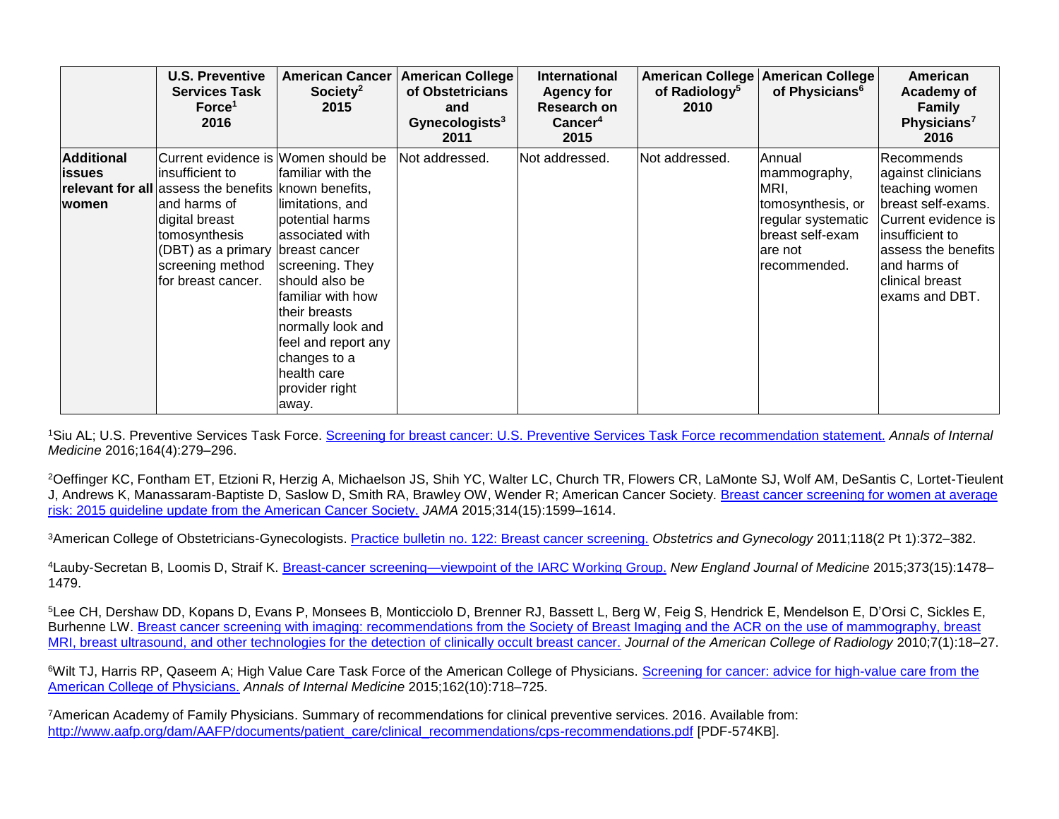| | U.S. Preventive Services Task Force[1] 2016 | American Cancer Society[2] 2015 | American College of Obstetricians and Gynecologists[3] 2011 | International Agency for Research on Cancer[4] 2015 | American College of Radiology[5] 2010 | American College of Physicians[6] | American Academy of Family Physicians[7] 2016 |
|---|---|---|---|---|---|---|---|
| **Additional issues relevant for all women** | Current evidence is insufficient to assess the benefits and harms of digital breast tomosynthesis (DBT) as a primary screening method for breast cancer. | Women should be familiar with the known benefits, limitations, and potential harms associated with breast cancer screening. They should also be familiar with how their breasts normally look and feel and report any changes to a health care provider right away. | Not addressed. | Not addressed. | Not addressed. | Annual mammography, MRI, tomosynthesis, or regular systematic breast self-exam are not recommended. | Recommends against clinicians teaching women breast self-exams. Current evidence is insufficient to assess the benefits and harms of clinical breast exams and DBT. |

[1]Siu AL; U.S. Preventive Services Task Force. Screening for breast cancer: U.S. Preventive Services Task Force recommendation statement. *Annals of Internal Medicine* 2016;164(4):279–296.

[2]Oeffinger KC, Fontham ET, Etzioni R, Herzig A, Michaelson JS, Shih YC, Walter LC, Church TR, Flowers CR, LaMonte SJ, Wolf AM, DeSantis C, Lortet-Tieulent J, Andrews K, Manassaram-Baptiste D, Saslow D, Smith RA, Brawley OW, Wender R; American Cancer Society. Breast cancer screening for women at average risk: 2015 guideline update from the American Cancer Society. *JAMA* 2015;314(15):1599–1614.

[3]American College of Obstetricians-Gynecologists. Practice bulletin no. 122: Breast cancer screening. *Obstetrics and Gynecology* 2011;118(2 Pt 1):372–382.

[4]Lauby-Secretan B, Loomis D, Straif K. Breast-cancer screening—viewpoint of the IARC Working Group. *New England Journal of Medicine* 2015;373(15):1478–1479.

[5]Lee CH, Dershaw DD, Kopans D, Evans P, Monsees B, Monticciolo D, Brenner RJ, Bassett L, Berg W, Feig S, Hendrick E, Mendelson E, D'Orsi C, Sickles E, Burhenne LW. Breast cancer screening with imaging: recommendations from the Society of Breast Imaging and the ACR on the use of mammography, breast MRI, breast ultrasound, and other technologies for the detection of clinically occult breast cancer. *Journal of the American College of Radiology* 2010;7(1):18–27.

[6]Wilt TJ, Harris RP, Qaseem A; High Value Care Task Force of the American College of Physicians. Screening for cancer: advice for high-value care from the American College of Physicians. *Annals of Internal Medicine* 2015;162(10):718–725.

[7]American Academy of Family Physicians. Summary of recommendations for clinical preventive services. 2016. Available from: http://www.aafp.org/dam/AAFP/documents/patient_care/clinical_recommendations/cps-recommendations.pdf [PDF-574KB].